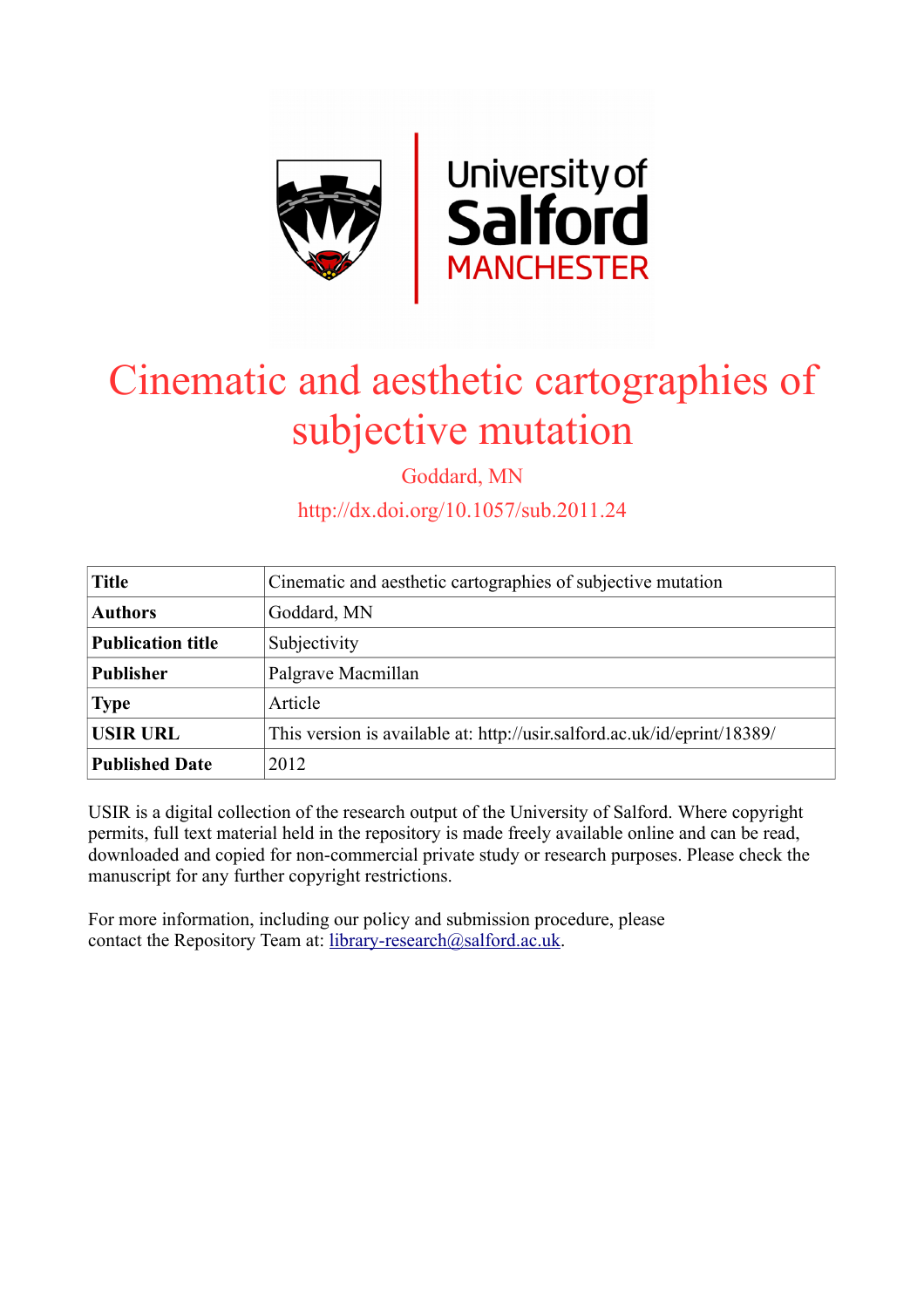# Cinematic and aesthetic cartographies of subjective mutation

Goddard, MN

http://dx.doi.org/10.1057/sub.2011.24

| Title | Cinematic and aesthetic cartographies of subjective mutation |
|---|---|
| Authors | Goddard, MN |
| Publication title | Subjectivity |
| Publisher | Palgrave Macmillan |
| Type | Article |
| USIR URL | This version is available at: http://usir.salford.ac.uk/id/eprint/18389/ |
| Published Date | 2012 |

USIR is a digital collection of the research output of the University of Salford. Where copyright permits, full text material held in the repository is made freely available online and can be read, downloaded and copied for non-commercial private study or research purposes. Please check the manuscript for any further copyright restrictions.

For more information, including our policy and submission procedure, please contact the Repository Team at: library-research@salford.ac.uk.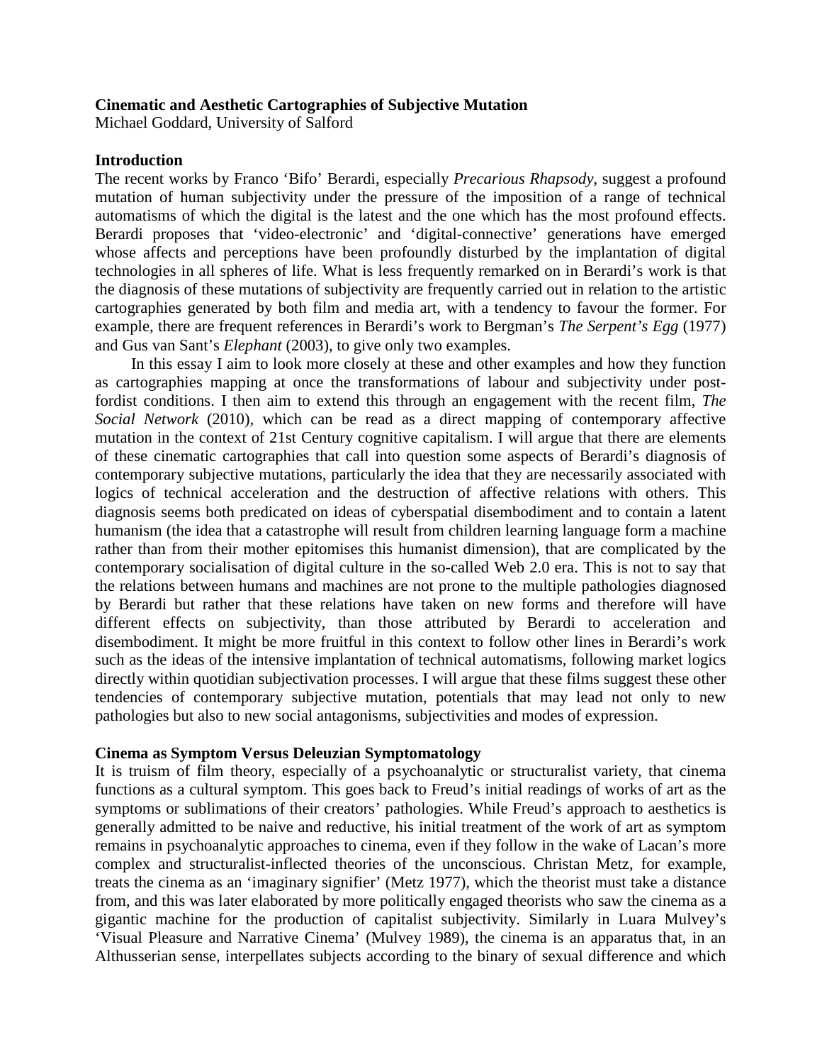**Cinematic and Aesthetic Cartographies of Subjective Mutation**
Michael Goddard, University of Salford

## Introduction

The recent works by Franco 'Bifo' Berardi, especially *Precarious Rhapsody*, suggest a profound mutation of human subjectivity under the pressure of the imposition of a range of technical automatisms of which the digital is the latest and the one which has the most profound effects. Berardi proposes that 'video-electronic' and 'digital-connective' generations have emerged whose affects and perceptions have been profoundly disturbed by the implantation of digital technologies in all spheres of life. What is less frequently remarked on in Berardi's work is that the diagnosis of these mutations of subjectivity are frequently carried out in relation to the artistic cartographies generated by both film and media art, with a tendency to favour the former. For example, there are frequent references in Berardi's work to Bergman's *The Serpent's Egg* (1977) and Gus van Sant's *Elephant* (2003), to give only two examples.

In this essay I aim to look more closely at these and other examples and how they function as cartographies mapping at once the transformations of labour and subjectivity under post-fordist conditions. I then aim to extend this through an engagement with the recent film, *The Social Network* (2010), which can be read as a direct mapping of contemporary affective mutation in the context of 21st Century cognitive capitalism. I will argue that there are elements of these cinematic cartographies that call into question some aspects of Berardi's diagnosis of contemporary subjective mutations, particularly the idea that they are necessarily associated with logics of technical acceleration and the destruction of affective relations with others. This diagnosis seems both predicated on ideas of cyberspatial disembodiment and to contain a latent humanism (the idea that a catastrophe will result from children learning language form a machine rather than from their mother epitomises this humanist dimension), that are complicated by the contemporary socialisation of digital culture in the so-called Web 2.0 era. This is not to say that the relations between humans and machines are not prone to the multiple pathologies diagnosed by Berardi but rather that these relations have taken on new forms and therefore will have different effects on subjectivity, than those attributed by Berardi to acceleration and disembodiment. It might be more fruitful in this context to follow other lines in Berardi's work such as the ideas of the intensive implantation of technical automatisms, following market logics directly within quotidian subjectivation processes. I will argue that these films suggest these other tendencies of contemporary subjective mutation, potentials that may lead not only to new pathologies but also to new social antagonisms, subjectivities and modes of expression.

## Cinema as Symptom Versus Deleuzian Symptomatology

It is truism of film theory, especially of a psychoanalytic or structuralist variety, that cinema functions as a cultural symptom. This goes back to Freud's initial readings of works of art as the symptoms or sublimations of their creators' pathologies. While Freud's approach to aesthetics is generally admitted to be naive and reductive, his initial treatment of the work of art as symptom remains in psychoanalytic approaches to cinema, even if they follow in the wake of Lacan's more complex and structuralist-inflected theories of the unconscious. Christan Metz, for example, treats the cinema as an 'imaginary signifier' (Metz 1977), which the theorist must take a distance from, and this was later elaborated by more politically engaged theorists who saw the cinema as a gigantic machine for the production of capitalist subjectivity. Similarly in Luara Mulvey's 'Visual Pleasure and Narrative Cinema' (Mulvey 1989), the cinema is an apparatus that, in an Althusserian sense, interpellates subjects according to the binary of sexual difference and which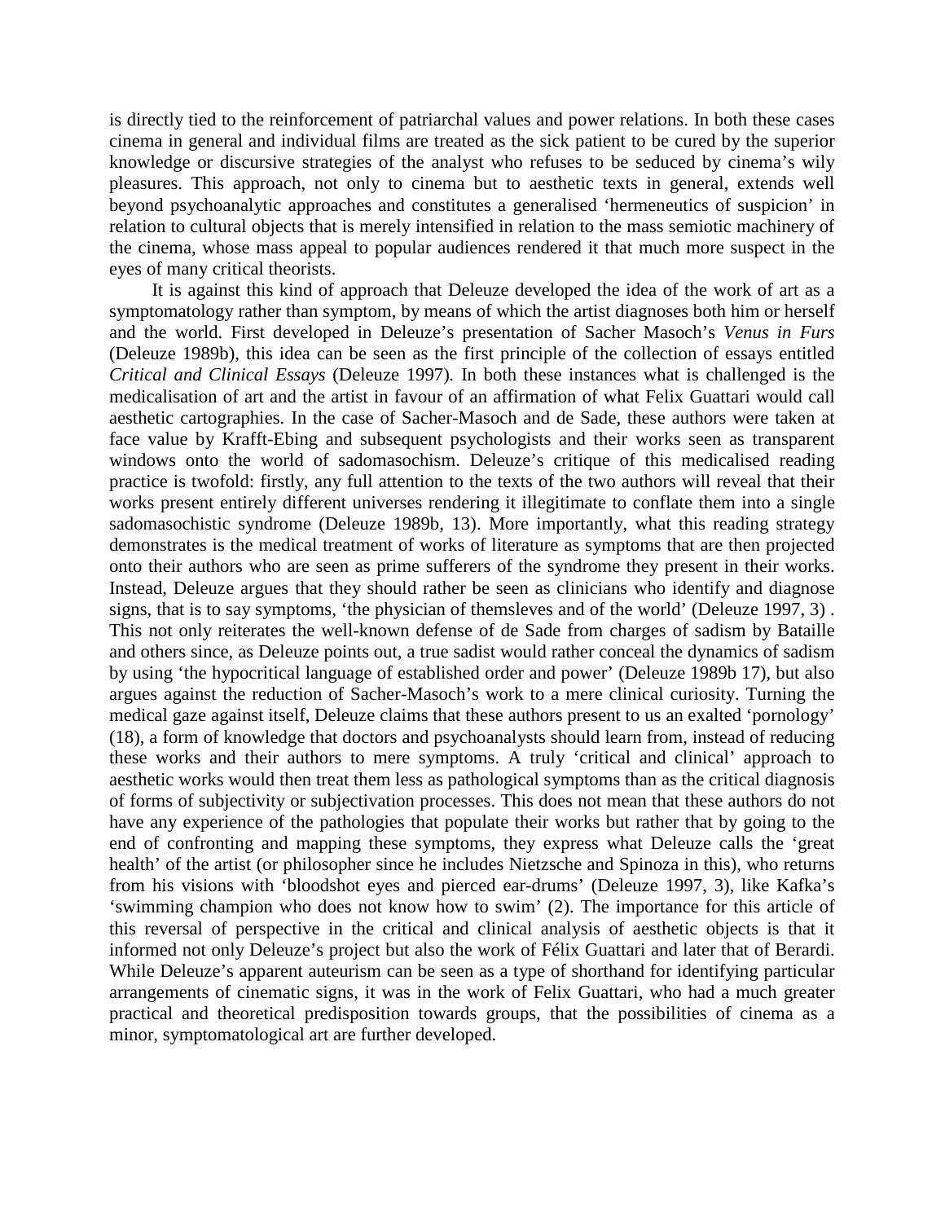is directly tied to the reinforcement of patriarchal values and power relations. In both these cases cinema in general and individual films are treated as the sick patient to be cured by the superior knowledge or discursive strategies of the analyst who refuses to be seduced by cinema's wily pleasures. This approach, not only to cinema but to aesthetic texts in general, extends well beyond psychoanalytic approaches and constitutes a generalised 'hermeneutics of suspicion' in relation to cultural objects that is merely intensified in relation to the mass semiotic machinery of the cinema, whose mass appeal to popular audiences rendered it that much more suspect in the eyes of many critical theorists.

It is against this kind of approach that Deleuze developed the idea of the work of art as a symptomatology rather than symptom, by means of which the artist diagnoses both him or herself and the world. First developed in Deleuze's presentation of Sacher Masoch's *Venus in Furs* (Deleuze 1989b), this idea can be seen as the first principle of the collection of essays entitled *Critical and Clinical Essays* (Deleuze 1997). In both these instances what is challenged is the medicalisation of art and the artist in favour of an affirmation of what Felix Guattari would call aesthetic cartographies. In the case of Sacher-Masoch and de Sade, these authors were taken at face value by Krafft-Ebing and subsequent psychologists and their works seen as transparent windows onto the world of sadomasochism. Deleuze's critique of this medicalised reading practice is twofold: firstly, any full attention to the texts of the two authors will reveal that their works present entirely different universes rendering it illegitimate to conflate them into a single sadomasochistic syndrome (Deleuze 1989b, 13). More importantly, what this reading strategy demonstrates is the medical treatment of works of literature as symptoms that are then projected onto their authors who are seen as prime sufferers of the syndrome they present in their works. Instead, Deleuze argues that they should rather be seen as clinicians who identify and diagnose signs, that is to say symptoms, 'the physician of themsleves and of the world' (Deleuze 1997, 3) . This not only reiterates the well-known defense of de Sade from charges of sadism by Bataille and others since, as Deleuze points out, a true sadist would rather conceal the dynamics of sadism by using 'the hypocritical language of established order and power' (Deleuze 1989b 17), but also argues against the reduction of Sacher-Masoch's work to a mere clinical curiosity. Turning the medical gaze against itself, Deleuze claims that these authors present to us an exalted 'pornology' (18), a form of knowledge that doctors and psychoanalysts should learn from, instead of reducing these works and their authors to mere symptoms. A truly 'critical and clinical' approach to aesthetic works would then treat them less as pathological symptoms than as the critical diagnosis of forms of subjectivity or subjectivation processes. This does not mean that these authors do not have any experience of the pathologies that populate their works but rather that by going to the end of confronting and mapping these symptoms, they express what Deleuze calls the 'great health' of the artist (or philosopher since he includes Nietzsche and Spinoza in this), who returns from his visions with 'bloodshot eyes and pierced ear-drums' (Deleuze 1997, 3), like Kafka's 'swimming champion who does not know how to swim' (2). The importance for this article of this reversal of perspective in the critical and clinical analysis of aesthetic objects is that it informed not only Deleuze's project but also the work of Félix Guattari and later that of Berardi. While Deleuze's apparent auteurism can be seen as a type of shorthand for identifying particular arrangements of cinematic signs, it was in the work of Felix Guattari, who had a much greater practical and theoretical predisposition towards groups, that the possibilities of cinema as a minor, symptomatological art are further developed.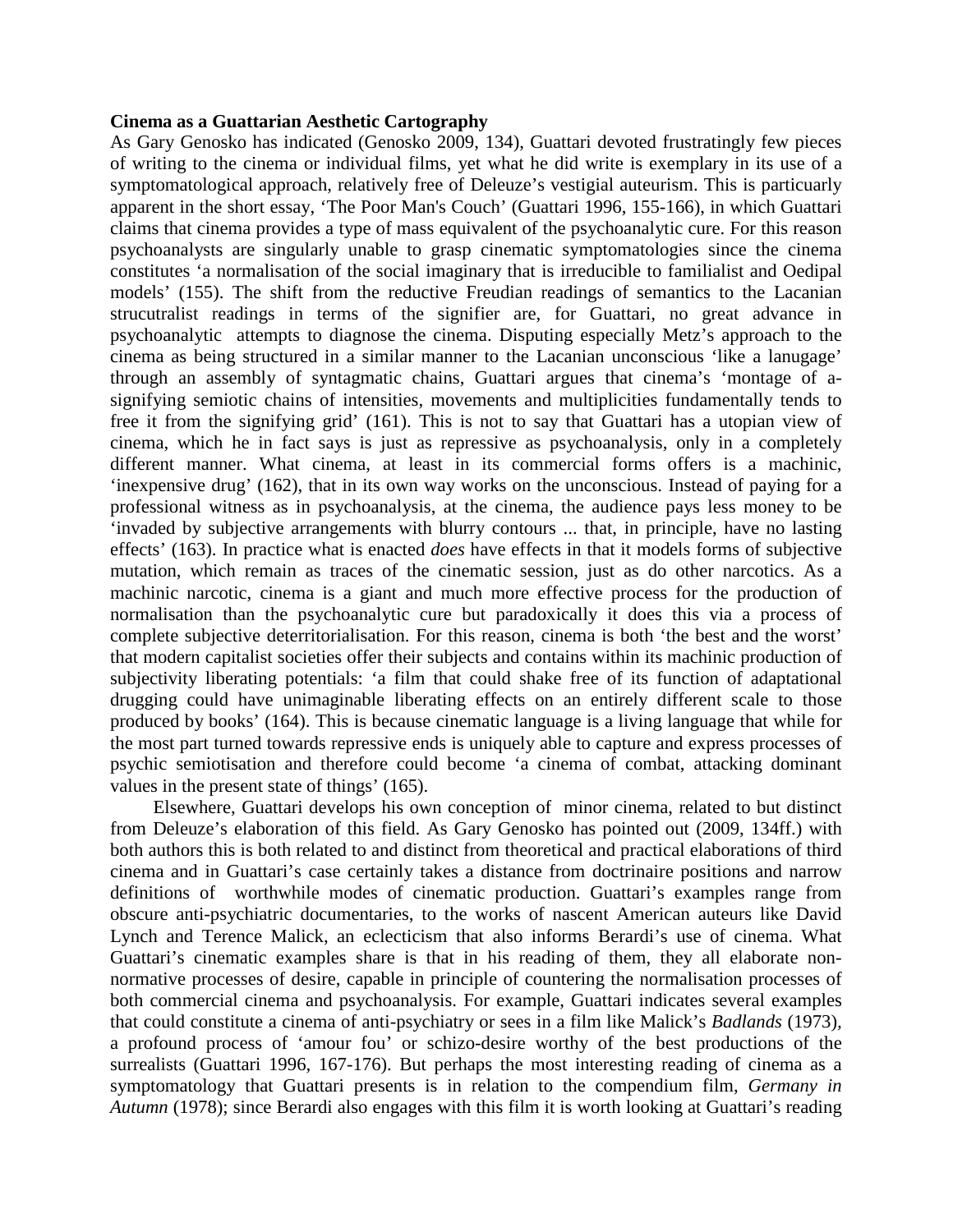**Cinema as a Guattarian Aesthetic Cartography**

As Gary Genosko has indicated (Genosko 2009, 134), Guattari devoted frustratingly few pieces of writing to the cinema or individual films, yet what he did write is exemplary in its use of a symptomatological approach, relatively free of Deleuze's vestigial auteurism. This is particuarly apparent in the short essay, 'The Poor Man's Couch' (Guattari 1996, 155-166), in which Guattari claims that cinema provides a type of mass equivalent of the psychoanalytic cure. For this reason psychoanalysts are singularly unable to grasp cinematic symptomatologies since the cinema constitutes 'a normalisation of the social imaginary that is irreducible to familialist and Oedipal models' (155). The shift from the reductive Freudian readings of semantics to the Lacanian strucutralist readings in terms of the signifier are, for Guattari, no great advance in psychoanalytic attempts to diagnose the cinema. Disputing especially Metz's approach to the cinema as being structured in a similar manner to the Lacanian unconscious 'like a lanugage' through an assembly of syntagmatic chains, Guattari argues that cinema's 'montage of a-signifying semiotic chains of intensities, movements and multiplicities fundamentally tends to free it from the signifying grid' (161). This is not to say that Guattari has a utopian view of cinema, which he in fact says is just as repressive as psychoanalysis, only in a completely different manner. What cinema, at least in its commercial forms offers is a machinic, 'inexpensive drug' (162), that in its own way works on the unconscious. Instead of paying for a professional witness as in psychoanalysis, at the cinema, the audience pays less money to be 'invaded by subjective arrangements with blurry contours ... that, in principle, have no lasting effects' (163). In practice what is enacted *does* have effects in that it models forms of subjective mutation, which remain as traces of the cinematic session, just as do other narcotics. As a machinic narcotic, cinema is a giant and much more effective process for the production of normalisation than the psychoanalytic cure but paradoxically it does this via a process of complete subjective deterritorialisation. For this reason, cinema is both 'the best and the worst' that modern capitalist societies offer their subjects and contains within its machinic production of subjectivity liberating potentials: 'a film that could shake free of its function of adaptational drugging could have unimaginable liberating effects on an entirely different scale to those produced by books' (164). This is because cinematic language is a living language that while for the most part turned towards repressive ends is uniquely able to capture and express processes of psychic semiotisation and therefore could become 'a cinema of combat, attacking dominant values in the present state of things' (165).

Elsewhere, Guattari develops his own conception of minor cinema, related to but distinct from Deleuze's elaboration of this field. As Gary Genosko has pointed out (2009, 134ff.) with both authors this is both related to and distinct from theoretical and practical elaborations of third cinema and in Guattari's case certainly takes a distance from doctrinaire positions and narrow definitions of worthwhile modes of cinematic production. Guattari's examples range from obscure anti-psychiatric documentaries, to the works of nascent American auteurs like David Lynch and Terence Malick, an eclecticism that also informs Berardi's use of cinema. What Guattari's cinematic examples share is that in his reading of them, they all elaborate non-normative processes of desire, capable in principle of countering the normalisation processes of both commercial cinema and psychoanalysis. For example, Guattari indicates several examples that could constitute a cinema of anti-psychiatry or sees in a film like Malick's *Badlands* (1973), a profound process of 'amour fou' or schizo-desire worthy of the best productions of the surrealists (Guattari 1996, 167-176). But perhaps the most interesting reading of cinema as a symptomatology that Guattari presents is in relation to the compendium film, *Germany in Autumn* (1978); since Berardi also engages with this film it is worth looking at Guattari's reading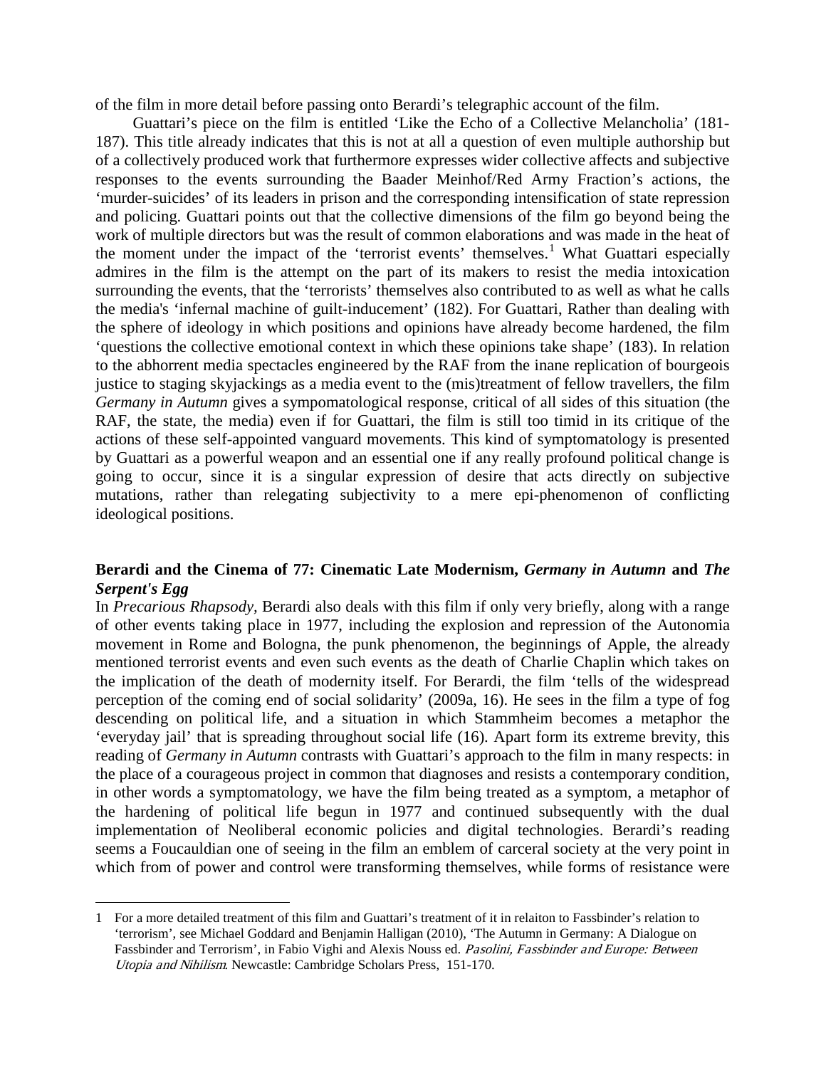of the film in more detail before passing onto Berardi's telegraphic account of the film.

Guattari's piece on the film is entitled 'Like the Echo of a Collective Melancholia' (181-187). This title already indicates that this is not at all a question of even multiple authorship but of a collectively produced work that furthermore expresses wider collective affects and subjective responses to the events surrounding the Baader Meinhof/Red Army Fraction's actions, the 'murder-suicides' of its leaders in prison and the corresponding intensification of state repression and policing. Guattari points out that the collective dimensions of the film go beyond being the work of multiple directors but was the result of common elaborations and was made in the heat of the moment under the impact of the 'terrorist events' themselves.[1] What Guattari especially admires in the film is the attempt on the part of its makers to resist the media intoxication surrounding the events, that the 'terrorists' themselves also contributed to as well as what he calls the media's 'infernal machine of guilt-inducement' (182). For Guattari, Rather than dealing with the sphere of ideology in which positions and opinions have already become hardened, the film 'questions the collective emotional context in which these opinions take shape' (183). In relation to the abhorrent media spectacles engineered by the RAF from the inane replication of bourgeois justice to staging skyjackings as a media event to the (mis)treatment of fellow travellers, the film *Germany in Autumn* gives a sympomatological response, critical of all sides of this situation (the RAF, the state, the media) even if for Guattari, the film is still too timid in its critique of the actions of these self-appointed vanguard movements. This kind of symptomatology is presented by Guattari as a powerful weapon and an essential one if any really profound political change is going to occur, since it is a singular expression of desire that acts directly on subjective mutations, rather than relegating subjectivity to a mere epi-phenomenon of conflicting ideological positions.

## Berardi and the Cinema of 77: Cinematic Late Modernism, *Germany in Autumn* and *The Serpent's Egg*

In *Precarious Rhapsody*, Berardi also deals with this film if only very briefly, along with a range of other events taking place in 1977, including the explosion and repression of the Autonomia movement in Rome and Bologna, the punk phenomenon, the beginnings of Apple, the already mentioned terrorist events and even such events as the death of Charlie Chaplin which takes on the implication of the death of modernity itself. For Berardi, the film 'tells of the widespread perception of the coming end of social solidarity' (2009a, 16). He sees in the film a type of fog descending on political life, and a situation in which Stammheim becomes a metaphor the 'everyday jail' that is spreading throughout social life (16). Apart form its extreme brevity, this reading of *Germany in Autumn* contrasts with Guattari's approach to the film in many respects: in the place of a courageous project in common that diagnoses and resists a contemporary condition, in other words a symptomatology, we have the film being treated as a symptom, a metaphor of the hardening of political life begun in 1977 and continued subsequently with the dual implementation of Neoliberal economic policies and digital technologies. Berardi's reading seems a Foucauldian one of seeing in the film an emblem of carceral society at the very point in which from of power and control were transforming themselves, while forms of resistance were

---

1 For a more detailed treatment of this film and Guattari's treatment of it in relaiton to Fassbinder's relation to 'terrorism', see Michael Goddard and Benjamin Halligan (2010), 'The Autumn in Germany: A Dialogue on Fassbinder and Terrorism', in Fabio Vighi and Alexis Nouss ed. *Pasolini, Fassbinder and Europe: Between Utopia and Nihilism*. Newcastle: Cambridge Scholars Press, 151-170.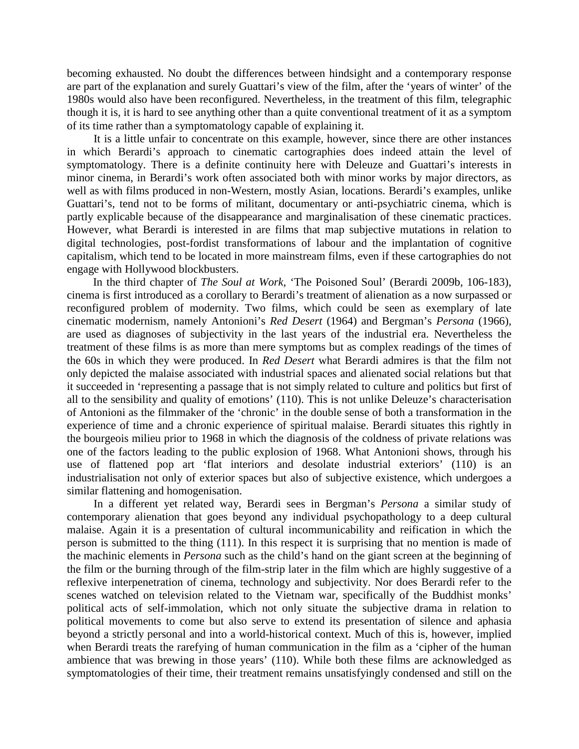becoming exhausted. No doubt the differences between hindsight and a contemporary response are part of the explanation and surely Guattari's view of the film, after the 'years of winter' of the 1980s would also have been reconfigured. Nevertheless, in the treatment of this film, telegraphic though it is, it is hard to see anything other than a quite conventional treatment of it as a symptom of its time rather than a symptomatology capable of explaining it.

It is a little unfair to concentrate on this example, however, since there are other instances in which Berardi's approach to cinematic cartographies does indeed attain the level of symptomatology. There is a definite continuity here with Deleuze and Guattari's interests in minor cinema, in Berardi's work often associated both with minor works by major directors, as well as with films produced in non-Western, mostly Asian, locations. Berardi's examples, unlike Guattari's, tend not to be forms of militant, documentary or anti-psychiatric cinema, which is partly explicable because of the disappearance and marginalisation of these cinematic practices. However, what Berardi is interested in are films that map subjective mutations in relation to digital technologies, post-fordist transformations of labour and the implantation of cognitive capitalism, which tend to be located in more mainstream films, even if these cartographies do not engage with Hollywood blockbusters.

In the third chapter of *The Soul at Work*, 'The Poisoned Soul' (Berardi 2009b, 106-183), cinema is first introduced as a corollary to Berardi's treatment of alienation as a now surpassed or reconfigured problem of modernity. Two films, which could be seen as exemplary of late cinematic modernism, namely Antonioni's *Red Desert* (1964) and Bergman's *Persona* (1966), are used as diagnoses of subjectivity in the last years of the industrial era. Nevertheless the treatment of these films is as more than mere symptoms but as complex readings of the times of the 60s in which they were produced. In *Red Desert* what Berardi admires is that the film not only depicted the malaise associated with industrial spaces and alienated social relations but that it succeeded in 'representing a passage that is not simply related to culture and politics but first of all to the sensibility and quality of emotions' (110). This is not unlike Deleuze's characterisation of Antonioni as the filmmaker of the 'chronic' in the double sense of both a transformation in the experience of time and a chronic experience of spiritual malaise. Berardi situates this rightly in the bourgeois milieu prior to 1968 in which the diagnosis of the coldness of private relations was one of the factors leading to the public explosion of 1968. What Antonioni shows, through his use of flattened pop art 'flat interiors and desolate industrial exteriors' (110) is an industrialisation not only of exterior spaces but also of subjective existence, which undergoes a similar flattening and homogenisation.

In a different yet related way, Berardi sees in Bergman's *Persona* a similar study of contemporary alienation that goes beyond any individual psychopathology to a deep cultural malaise. Again it is a presentation of cultural incommunicability and reification in which the person is submitted to the thing (111). In this respect it is surprising that no mention is made of the machinic elements in *Persona* such as the child's hand on the giant screen at the beginning of the film or the burning through of the film-strip later in the film which are highly suggestive of a reflexive interpenetration of cinema, technology and subjectivity. Nor does Berardi refer to the scenes watched on television related to the Vietnam war, specifically of the Buddhist monks' political acts of self-immolation, which not only situate the subjective drama in relation to political movements to come but also serve to extend its presentation of silence and aphasia beyond a strictly personal and into a world-historical context. Much of this is, however, implied when Berardi treats the rarefying of human communication in the film as a 'cipher of the human ambience that was brewing in those years' (110). While both these films are acknowledged as symptomatologies of their time, their treatment remains unsatisfyingly condensed and still on the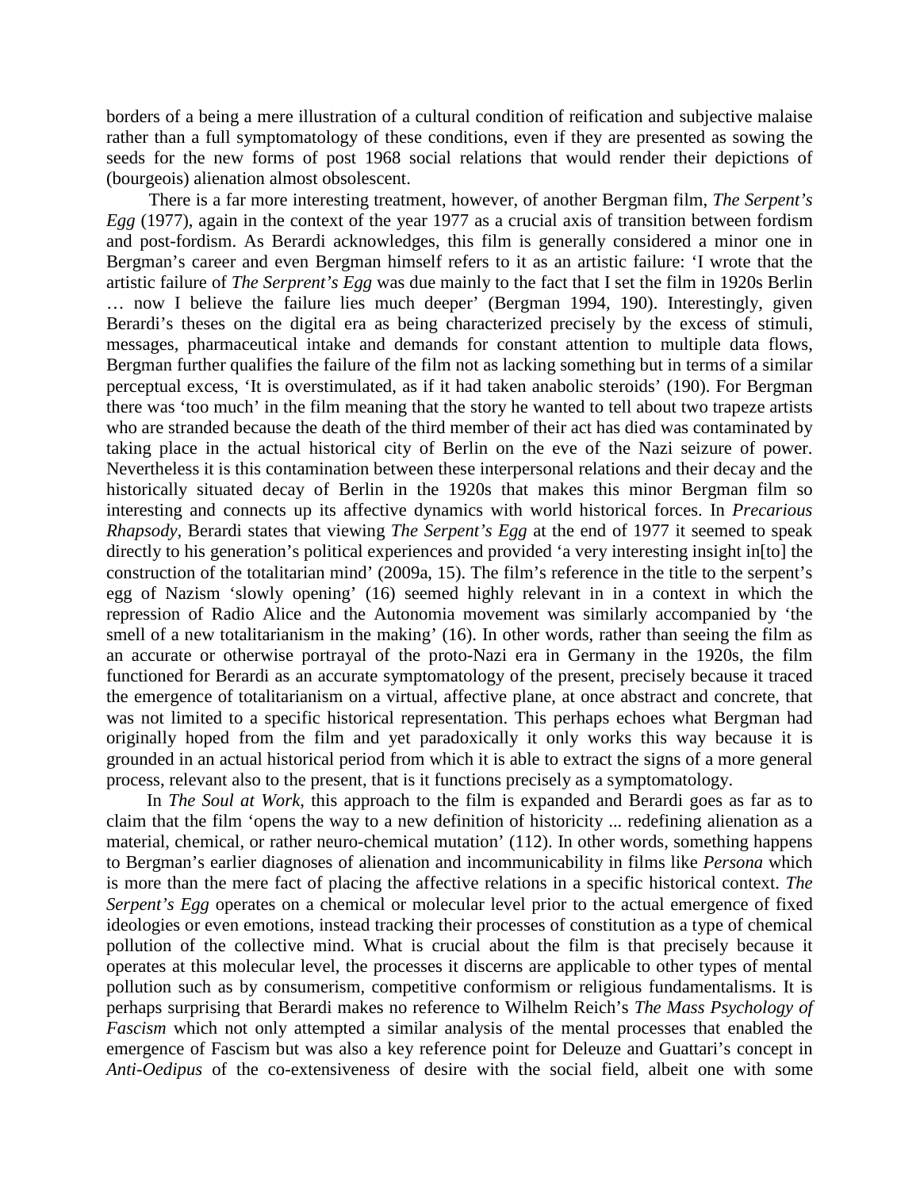borders of a being a mere illustration of a cultural condition of reification and subjective malaise rather than a full symptomatology of these conditions, even if they are presented as sowing the seeds for the new forms of post 1968 social relations that would render their depictions of (bourgeois) alienation almost obsolescent.

There is a far more interesting treatment, however, of another Bergman film, *The Serpent's Egg* (1977), again in the context of the year 1977 as a crucial axis of transition between fordism and post-fordism. As Berardi acknowledges, this film is generally considered a minor one in Bergman's career and even Bergman himself refers to it as an artistic failure: 'I wrote that the artistic failure of *The Serprent's Egg* was due mainly to the fact that I set the film in 1920s Berlin … now I believe the failure lies much deeper' (Bergman 1994, 190). Interestingly, given Berardi's theses on the digital era as being characterized precisely by the excess of stimuli, messages, pharmaceutical intake and demands for constant attention to multiple data flows, Bergman further qualifies the failure of the film not as lacking something but in terms of a similar perceptual excess, 'It is overstimulated, as if it had taken anabolic steroids' (190). For Bergman there was 'too much' in the film meaning that the story he wanted to tell about two trapeze artists who are stranded because the death of the third member of their act has died was contaminated by taking place in the actual historical city of Berlin on the eve of the Nazi seizure of power. Nevertheless it is this contamination between these interpersonal relations and their decay and the historically situated decay of Berlin in the 1920s that makes this minor Bergman film so interesting and connects up its affective dynamics with world historical forces. In *Precarious Rhapsody,* Berardi states that viewing *The Serpent's Egg* at the end of 1977 it seemed to speak directly to his generation's political experiences and provided 'a very interesting insight in[to] the construction of the totalitarian mind' (2009a, 15). The film's reference in the title to the serpent's egg of Nazism 'slowly opening' (16) seemed highly relevant in in a context in which the repression of Radio Alice and the Autonomia movement was similarly accompanied by 'the smell of a new totalitarianism in the making' (16). In other words, rather than seeing the film as an accurate or otherwise portrayal of the proto-Nazi era in Germany in the 1920s, the film functioned for Berardi as an accurate symptomatology of the present, precisely because it traced the emergence of totalitarianism on a virtual, affective plane, at once abstract and concrete, that was not limited to a specific historical representation. This perhaps echoes what Bergman had originally hoped from the film and yet paradoxically it only works this way because it is grounded in an actual historical period from which it is able to extract the signs of a more general process, relevant also to the present, that is it functions precisely as a symptomatology.

In *The Soul at Work,* this approach to the film is expanded and Berardi goes as far as to claim that the film 'opens the way to a new definition of historicity ... redefining alienation as a material, chemical, or rather neuro-chemical mutation' (112). In other words, something happens to Bergman's earlier diagnoses of alienation and incommunicability in films like *Persona* which is more than the mere fact of placing the affective relations in a specific historical context. *The Serpent's Egg* operates on a chemical or molecular level prior to the actual emergence of fixed ideologies or even emotions, instead tracking their processes of constitution as a type of chemical pollution of the collective mind. What is crucial about the film is that precisely because it operates at this molecular level, the processes it discerns are applicable to other types of mental pollution such as by consumerism, competitive conformism or religious fundamentalisms. It is perhaps surprising that Berardi makes no reference to Wilhelm Reich's *The Mass Psychology of Fascism* which not only attempted a similar analysis of the mental processes that enabled the emergence of Fascism but was also a key reference point for Deleuze and Guattari's concept in *Anti-Oedipus* of the co-extensiveness of desire with the social field, albeit one with some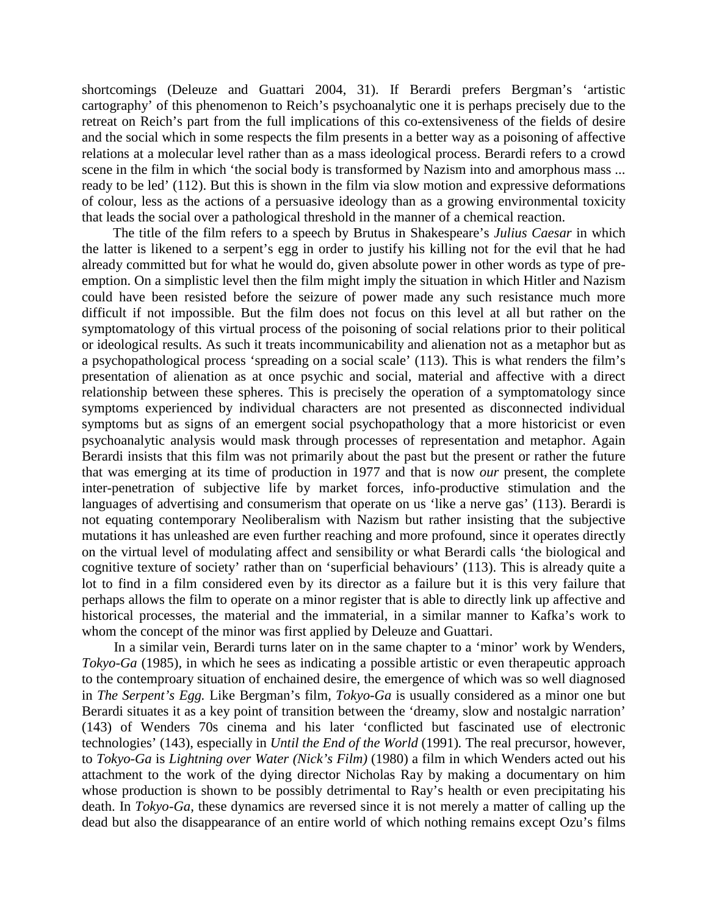shortcomings (Deleuze and Guattari 2004, 31). If Berardi prefers Bergman's 'artistic cartography' of this phenomenon to Reich's psychoanalytic one it is perhaps precisely due to the retreat on Reich's part from the full implications of this co-extensiveness of the fields of desire and the social which in some respects the film presents in a better way as a poisoning of affective relations at a molecular level rather than as a mass ideological process. Berardi refers to a crowd scene in the film in which 'the social body is transformed by Nazism into and amorphous mass ... ready to be led' (112). But this is shown in the film via slow motion and expressive deformations of colour, less as the actions of a persuasive ideology than as a growing environmental toxicity that leads the social over a pathological threshold in the manner of a chemical reaction.

The title of the film refers to a speech by Brutus in Shakespeare's *Julius Caesar* in which the latter is likened to a serpent's egg in order to justify his killing not for the evil that he had already committed but for what he would do, given absolute power in other words as type of pre-emption. On a simplistic level then the film might imply the situation in which Hitler and Nazism could have been resisted before the seizure of power made any such resistance much more difficult if not impossible. But the film does not focus on this level at all but rather on the symptomatology of this virtual process of the poisoning of social relations prior to their political or ideological results. As such it treats incommunicability and alienation not as a metaphor but as a psychopathological process 'spreading on a social scale' (113). This is what renders the film's presentation of alienation as at once psychic and social, material and affective with a direct relationship between these spheres. This is precisely the operation of a symptomatology since symptoms experienced by individual characters are not presented as disconnected individual symptoms but as signs of an emergent social psychopathology that a more historicist or even psychoanalytic analysis would mask through processes of representation and metaphor. Again Berardi insists that this film was not primarily about the past but the present or rather the future that was emerging at its time of production in 1977 and that is now *our* present, the complete inter-penetration of subjective life by market forces, info-productive stimulation and the languages of advertising and consumerism that operate on us 'like a nerve gas' (113). Berardi is not equating contemporary Neoliberalism with Nazism but rather insisting that the subjective mutations it has unleashed are even further reaching and more profound, since it operates directly on the virtual level of modulating affect and sensibility or what Berardi calls 'the biological and cognitive texture of society' rather than on 'superficial behaviours' (113). This is already quite a lot to find in a film considered even by its director as a failure but it is this very failure that perhaps allows the film to operate on a minor register that is able to directly link up affective and historical processes, the material and the immaterial, in a similar manner to Kafka's work to whom the concept of the minor was first applied by Deleuze and Guattari.

In a similar vein, Berardi turns later on in the same chapter to a 'minor' work by Wenders, *Tokyo-Ga* (1985), in which he sees as indicating a possible artistic or even therapeutic approach to the contemproary situation of enchained desire, the emergence of which was so well diagnosed in *The Serpent's Egg.* Like Bergman's film, *Tokyo-Ga* is usually considered as a minor one but Berardi situates it as a key point of transition between the 'dreamy, slow and nostalgic narration' (143) of Wenders 70s cinema and his later 'conflicted but fascinated use of electronic technologies' (143), especially in *Until the End of the World* (1991). The real precursor, however, to *Tokyo-Ga* is *Lightning over Water (Nick's Film)* (1980) a film in which Wenders acted out his attachment to the work of the dying director Nicholas Ray by making a documentary on him whose production is shown to be possibly detrimental to Ray's health or even precipitating his death. In *Tokyo-Ga*, these dynamics are reversed since it is not merely a matter of calling up the dead but also the disappearance of an entire world of which nothing remains except Ozu's films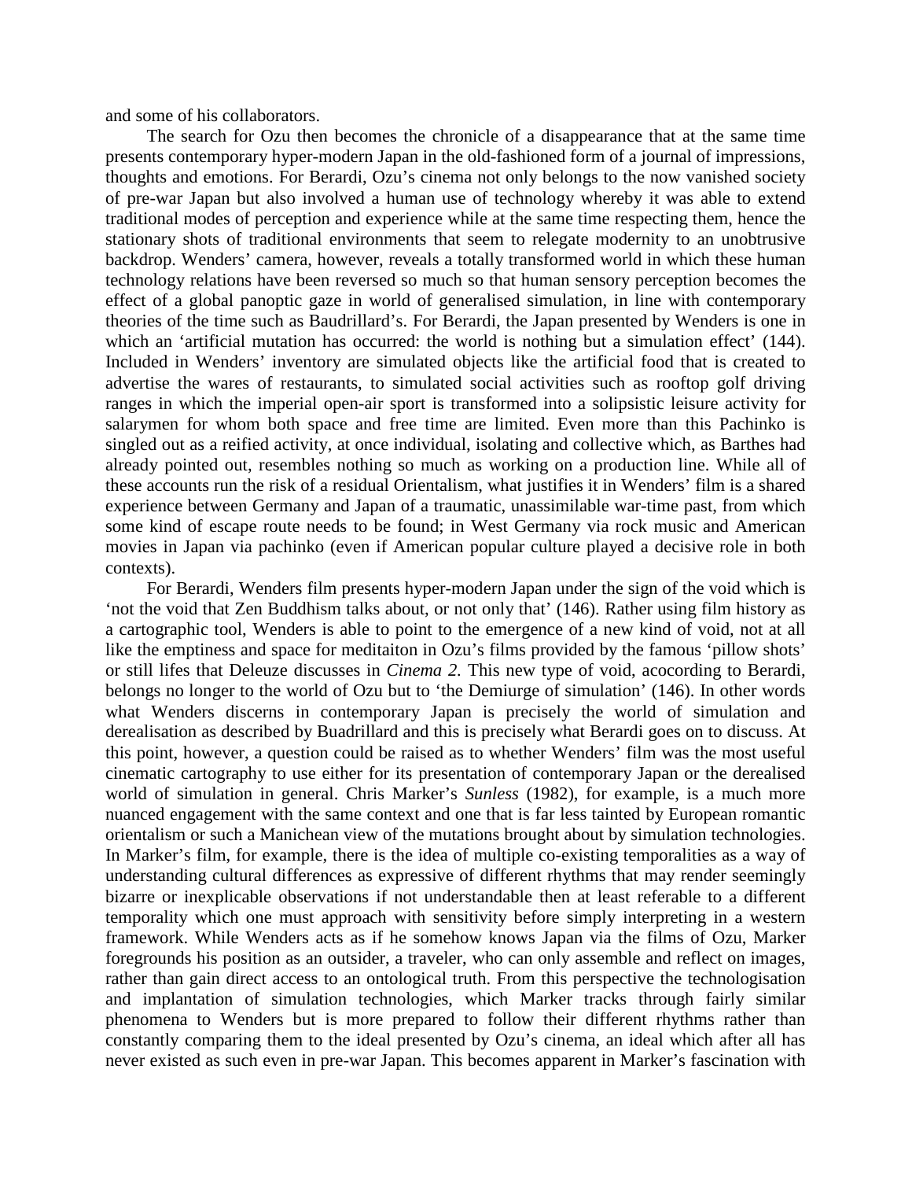and some of his collaborators.

The search for Ozu then becomes the chronicle of a disappearance that at the same time presents contemporary hyper-modern Japan in the old-fashioned form of a journal of impressions, thoughts and emotions. For Berardi, Ozu's cinema not only belongs to the now vanished society of pre-war Japan but also involved a human use of technology whereby it was able to extend traditional modes of perception and experience while at the same time respecting them, hence the stationary shots of traditional environments that seem to relegate modernity to an unobtrusive backdrop. Wenders' camera, however, reveals a totally transformed world in which these human technology relations have been reversed so much so that human sensory perception becomes the effect of a global panoptic gaze in world of generalised simulation, in line with contemporary theories of the time such as Baudrillard's. For Berardi, the Japan presented by Wenders is one in which an 'artificial mutation has occurred: the world is nothing but a simulation effect' (144). Included in Wenders' inventory are simulated objects like the artificial food that is created to advertise the wares of restaurants, to simulated social activities such as rooftop golf driving ranges in which the imperial open-air sport is transformed into a solipsistic leisure activity for salarymen for whom both space and free time are limited. Even more than this Pachinko is singled out as a reified activity, at once individual, isolating and collective which, as Barthes had already pointed out, resembles nothing so much as working on a production line. While all of these accounts run the risk of a residual Orientalism, what justifies it in Wenders' film is a shared experience between Germany and Japan of a traumatic, unassimilable war-time past, from which some kind of escape route needs to be found; in West Germany via rock music and American movies in Japan via pachinko (even if American popular culture played a decisive role in both contexts).

For Berardi, Wenders film presents hyper-modern Japan under the sign of the void which is 'not the void that Zen Buddhism talks about, or not only that' (146). Rather using film history as a cartographic tool, Wenders is able to point to the emergence of a new kind of void, not at all like the emptiness and space for meditaiton in Ozu's films provided by the famous 'pillow shots' or still lifes that Deleuze discusses in *Cinema 2*. This new type of void, acocording to Berardi, belongs no longer to the world of Ozu but to 'the Demiurge of simulation' (146). In other words what Wenders discerns in contemporary Japan is precisely the world of simulation and derealisation as described by Buadrillard and this is precisely what Berardi goes on to discuss. At this point, however, a question could be raised as to whether Wenders' film was the most useful cinematic cartography to use either for its presentation of contemporary Japan or the derealised world of simulation in general. Chris Marker's *Sunless* (1982), for example, is a much more nuanced engagement with the same context and one that is far less tainted by European romantic orientalism or such a Manichean view of the mutations brought about by simulation technologies. In Marker's film, for example, there is the idea of multiple co-existing temporalities as a way of understanding cultural differences as expressive of different rhythms that may render seemingly bizarre or inexplicable observations if not understandable then at least referable to a different temporality which one must approach with sensitivity before simply interpreting in a western framework. While Wenders acts as if he somehow knows Japan via the films of Ozu, Marker foregrounds his position as an outsider, a traveler, who can only assemble and reflect on images, rather than gain direct access to an ontological truth. From this perspective the technologisation and implantation of simulation technologies, which Marker tracks through fairly similar phenomena to Wenders but is more prepared to follow their different rhythms rather than constantly comparing them to the ideal presented by Ozu's cinema, an ideal which after all has never existed as such even in pre-war Japan. This becomes apparent in Marker's fascination with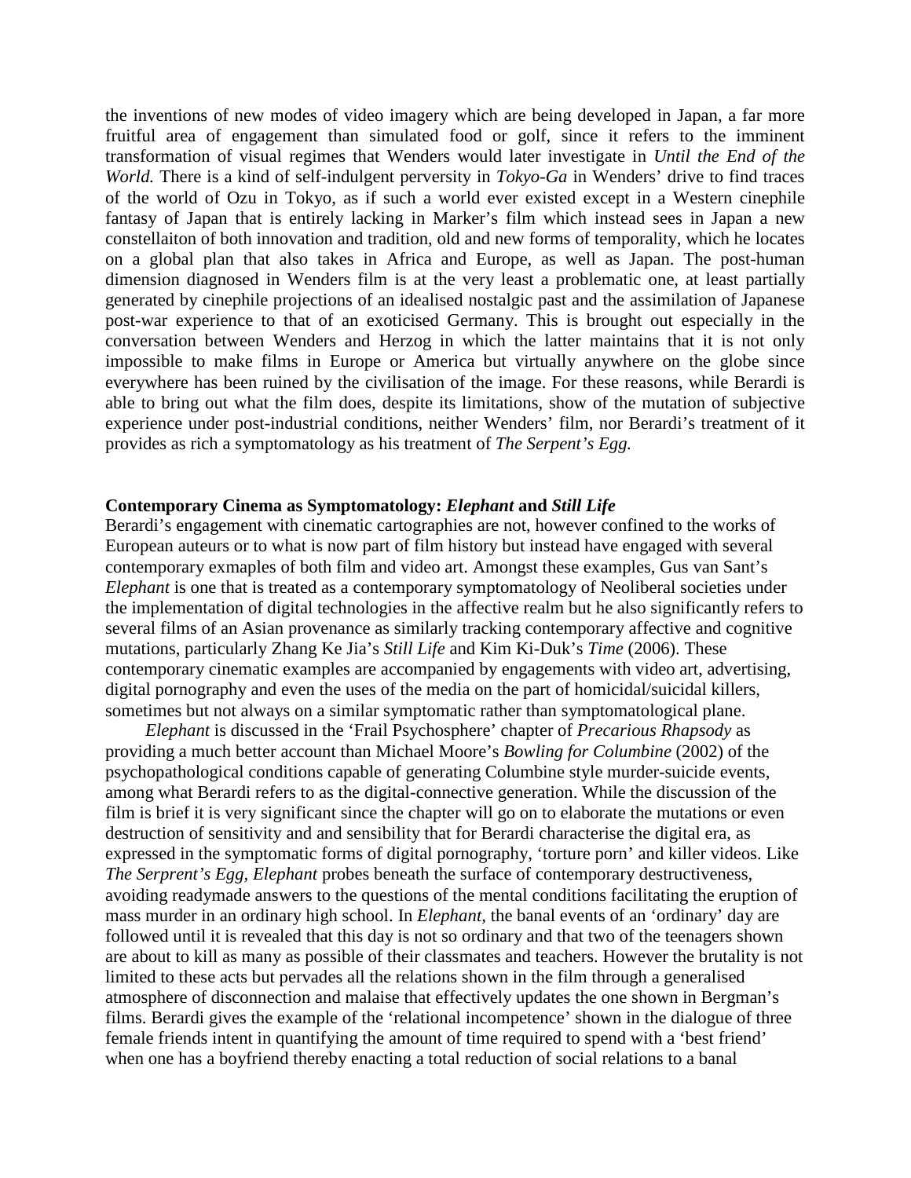the inventions of new modes of video imagery which are being developed in Japan, a far more fruitful area of engagement than simulated food or golf, since it refers to the imminent transformation of visual regimes that Wenders would later investigate in *Until the End of the World.* There is a kind of self-indulgent perversity in *Tokyo-Ga* in Wenders' drive to find traces of the world of Ozu in Tokyo, as if such a world ever existed except in a Western cinephile fantasy of Japan that is entirely lacking in Marker's film which instead sees in Japan a new constellaiton of both innovation and tradition, old and new forms of temporality, which he locates on a global plan that also takes in Africa and Europe, as well as Japan. The post-human dimension diagnosed in Wenders film is at the very least a problematic one, at least partially generated by cinephile projections of an idealised nostalgic past and the assimilation of Japanese post-war experience to that of an exoticised Germany. This is brought out especially in the conversation between Wenders and Herzog in which the latter maintains that it is not only impossible to make films in Europe or America but virtually anywhere on the globe since everywhere has been ruined by the civilisation of the image. For these reasons, while Berardi is able to bring out what the film does, despite its limitations, show of the mutation of subjective experience under post-industrial conditions, neither Wenders' film, nor Berardi's treatment of it provides as rich a symptomatology as his treatment of *The Serpent's Egg.*

## Contemporary Cinema as Symptomatology: *Elephant* and *Still Life*

Berardi's engagement with cinematic cartographies are not, however confined to the works of European auteurs or to what is now part of film history but instead have engaged with several contemporary exmaples of both film and video art. Amongst these examples, Gus van Sant's *Elephant* is one that is treated as a contemporary symptomatology of Neoliberal societies under the implementation of digital technologies in the affective realm but he also significantly refers to several films of an Asian provenance as similarly tracking contemporary affective and cognitive mutations, particularly Zhang Ke Jia's *Still Life* and Kim Ki-Duk's *Time* (2006). These contemporary cinematic examples are accompanied by engagements with video art, advertising, digital pornography and even the uses of the media on the part of homicidal/suicidal killers, sometimes but not always on a similar symptomatic rather than symptomatological plane.

*Elephant* is discussed in the 'Frail Psychosphere' chapter of *Precarious Rhapsody* as providing a much better account than Michael Moore's *Bowling for Columbine* (2002) of the psychopathological conditions capable of generating Columbine style murder-suicide events, among what Berardi refers to as the digital-connective generation. While the discussion of the film is brief it is very significant since the chapter will go on to elaborate the mutations or even destruction of sensitivity and and sensibility that for Berardi characterise the digital era, as expressed in the symptomatic forms of digital pornography, 'torture porn' and killer videos. Like *The Serprent's Egg*, *Elephant* probes beneath the surface of contemporary destructiveness, avoiding readymade answers to the questions of the mental conditions facilitating the eruption of mass murder in an ordinary high school. In *Elephant*, the banal events of an 'ordinary' day are followed until it is revealed that this day is not so ordinary and that two of the teenagers shown are about to kill as many as possible of their classmates and teachers. However the brutality is not limited to these acts but pervades all the relations shown in the film through a generalised atmosphere of disconnection and malaise that effectively updates the one shown in Bergman's films. Berardi gives the example of the 'relational incompetence' shown in the dialogue of three female friends intent in quantifying the amount of time required to spend with a 'best friend' when one has a boyfriend thereby enacting a total reduction of social relations to a banal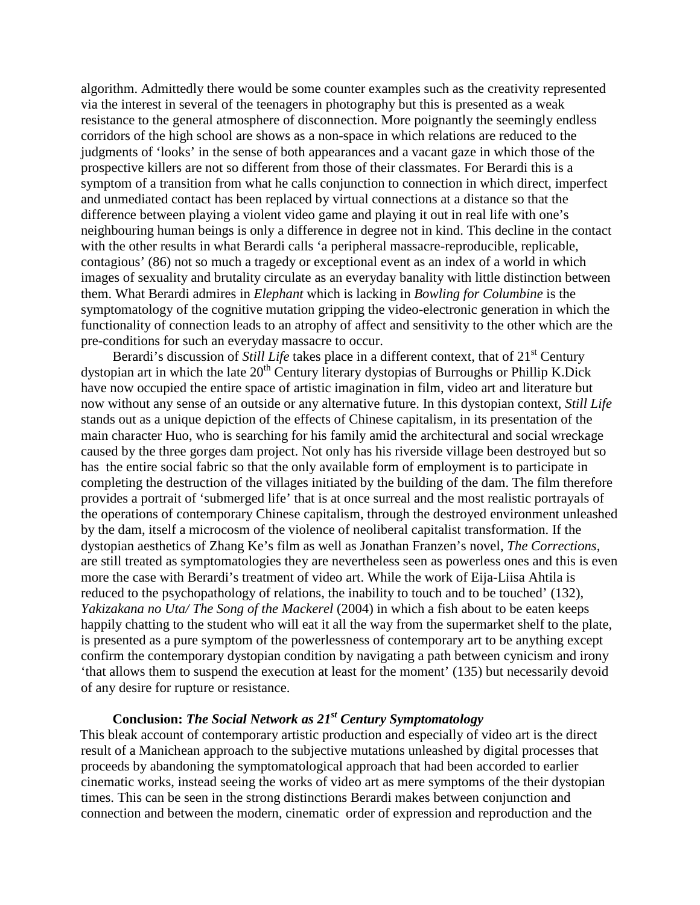algorithm. Admittedly there would be some counter examples such as the creativity represented via the interest in several of the teenagers in photography but this is presented as a weak resistance to the general atmosphere of disconnection. More poignantly the seemingly endless corridors of the high school are shows as a non-space in which relations are reduced to the judgments of 'looks' in the sense of both appearances and a vacant gaze in which those of the prospective killers are not so different from those of their classmates. For Berardi this is a symptom of a transition from what he calls conjunction to connection in which direct, imperfect and unmediated contact has been replaced by virtual connections at a distance so that the difference between playing a violent video game and playing it out in real life with one's neighbouring human beings is only a difference in degree not in kind. This decline in the contact with the other results in what Berardi calls 'a peripheral massacre-reproducible, replicable, contagious' (86) not so much a tragedy or exceptional event as an index of a world in which images of sexuality and brutality circulate as an everyday banality with little distinction between them. What Berardi admires in *Elephant* which is lacking in *Bowling for Columbine* is the symptomatology of the cognitive mutation gripping the video-electronic generation in which the functionality of connection leads to an atrophy of affect and sensitivity to the other which are the pre-conditions for such an everyday massacre to occur.

Berardi's discussion of *Still Life* takes place in a different context, that of 21st Century dystopian art in which the late 20th Century literary dystopias of Burroughs or Phillip K.Dick have now occupied the entire space of artistic imagination in film, video art and literature but now without any sense of an outside or any alternative future. In this dystopian context, *Still Life* stands out as a unique depiction of the effects of Chinese capitalism, in its presentation of the main character Huo, who is searching for his family amid the architectural and social wreckage caused by the three gorges dam project. Not only has his riverside village been destroyed but so has the entire social fabric so that the only available form of employment is to participate in completing the destruction of the villages initiated by the building of the dam. The film therefore provides a portrait of 'submerged life' that is at once surreal and the most realistic portrayals of the operations of contemporary Chinese capitalism, through the destroyed environment unleashed by the dam, itself a microcosm of the violence of neoliberal capitalist transformation. If the dystopian aesthetics of Zhang Ke's film as well as Jonathan Franzen's novel, *The Corrections*, are still treated as symptomatologies they are nevertheless seen as powerless ones and this is even more the case with Berardi's treatment of video art. While the work of Eija-Liisa Ahtila is reduced to the psychopathology of relations, the inability to touch and to be touched' (132), *Yakizakana no Uta/ The Song of the Mackerel* (2004) in which a fish about to be eaten keeps happily chatting to the student who will eat it all the way from the supermarket shelf to the plate, is presented as a pure symptom of the powerlessness of contemporary art to be anything except confirm the contemporary dystopian condition by navigating a path between cynicism and irony 'that allows them to suspend the execution at least for the moment' (135) but necessarily devoid of any desire for rupture or resistance.

## Conclusion: *The Social Network as 21st Century Symptomatology*

This bleak account of contemporary artistic production and especially of video art is the direct result of a Manichean approach to the subjective mutations unleashed by digital processes that proceeds by abandoning the symptomatological approach that had been accorded to earlier cinematic works, instead seeing the works of video art as mere symptoms of the their dystopian times. This can be seen in the strong distinctions Berardi makes between conjunction and connection and between the modern, cinematic order of expression and reproduction and the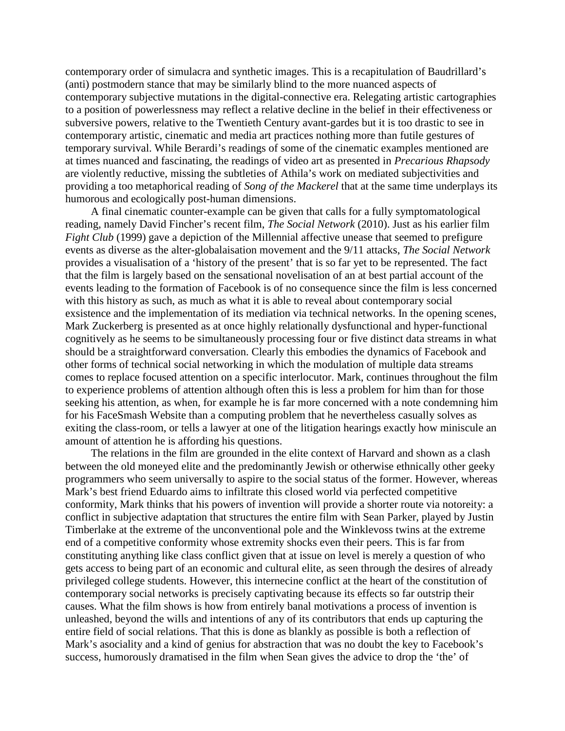contemporary order of simulacra and synthetic images. This is a recapitulation of Baudrillard's (anti) postmodern stance that may be similarly blind to the more nuanced aspects of contemporary subjective mutations in the digital-connective era. Relegating artistic cartographies to a position of powerlessness may reflect a relative decline in the belief in their effectiveness or subversive powers, relative to the Twentieth Century avant-gardes but it is too drastic to see in contemporary artistic, cinematic and media art practices nothing more than futile gestures of temporary survival. While Berardi's readings of some of the cinematic examples mentioned are at times nuanced and fascinating, the readings of video art as presented in *Precarious Rhapsody* are violently reductive, missing the subtleties of Athila's work on mediated subjectivities and providing a too metaphorical reading of *Song of the Mackerel* that at the same time underplays its humorous and ecologically post-human dimensions.

A final cinematic counter-example can be given that calls for a fully symptomatological reading, namely David Fincher's recent film, *The Social Network* (2010). Just as his earlier film *Fight Club* (1999) gave a depiction of the Millennial affective unease that seemed to prefigure events as diverse as the alter-globalaisation movement and the 9/11 attacks, *The Social Network* provides a visualisation of a 'history of the present' that is so far yet to be represented. The fact that the film is largely based on the sensational novelisation of an at best partial account of the events leading to the formation of Facebook is of no consequence since the film is less concerned with this history as such, as much as what it is able to reveal about contemporary social exsistence and the implementation of its mediation via technical networks. In the opening scenes, Mark Zuckerberg is presented as at once highly relationally dysfunctional and hyper-functional cognitively as he seems to be simultaneously processing four or five distinct data streams in what should be a straightforward conversation. Clearly this embodies the dynamics of Facebook and other forms of technical social networking in which the modulation of multiple data streams comes to replace focused attention on a specific interlocutor. Mark, continues throughout the film to experience problems of attention although often this is less a problem for him than for those seeking his attention, as when, for example he is far more concerned with a note condemning him for his FaceSmash Website than a computing problem that he nevertheless casually solves as exiting the class-room, or tells a lawyer at one of the litigation hearings exactly how miniscule an amount of attention he is affording his questions.

The relations in the film are grounded in the elite context of Harvard and shown as a clash between the old moneyed elite and the predominantly Jewish or otherwise ethnically other geeky programmers who seem universally to aspire to the social status of the former. However, whereas Mark's best friend Eduardo aims to infiltrate this closed world via perfected competitive conformity, Mark thinks that his powers of invention will provide a shorter route via notoreity: a conflict in subjective adaptation that structures the entire film with Sean Parker, played by Justin Timberlake at the extreme of the unconventional pole and the Winklevoss twins at the extreme end of a competitive conformity whose extremity shocks even their peers. This is far from constituting anything like class conflict given that at issue on level is merely a question of who gets access to being part of an economic and cultural elite, as seen through the desires of already privileged college students. However, this internecine conflict at the heart of the constitution of contemporary social networks is precisely captivating because its effects so far outstrip their causes. What the film shows is how from entirely banal motivations a process of invention is unleashed, beyond the wills and intentions of any of its contributors that ends up capturing the entire field of social relations. That this is done as blankly as possible is both a reflection of Mark's asociality and a kind of genius for abstraction that was no doubt the key to Facebook's success, humorously dramatised in the film when Sean gives the advice to drop the 'the' of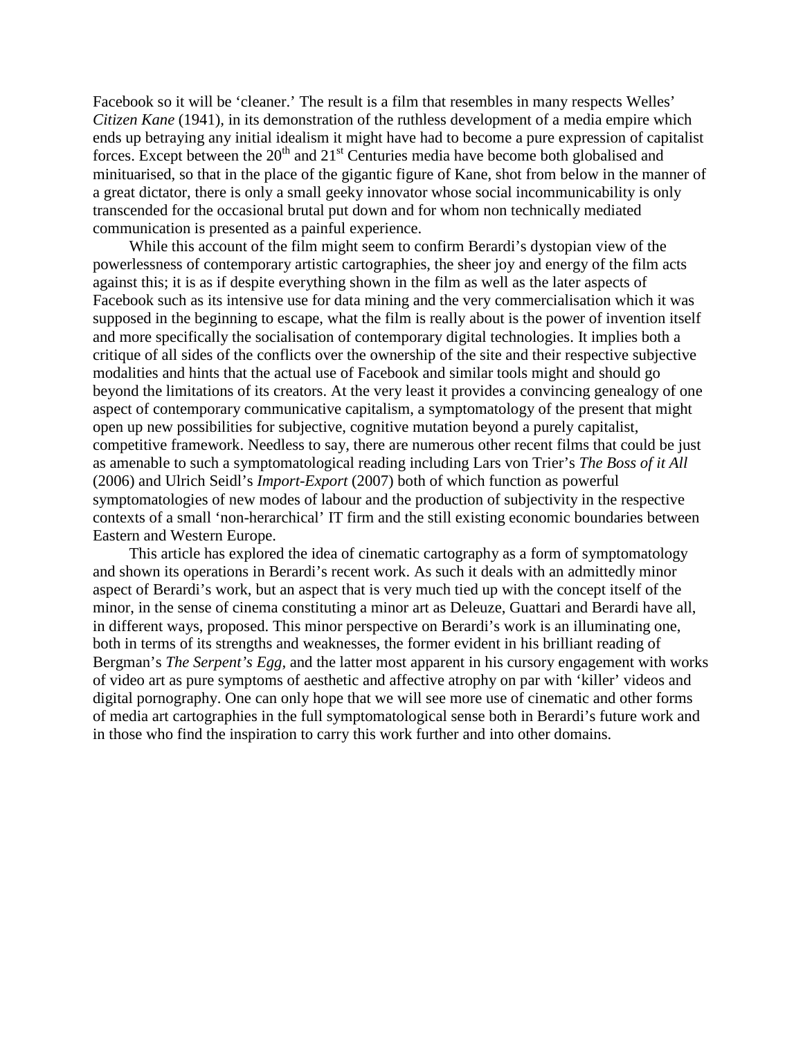Facebook so it will be 'cleaner.' The result is a film that resembles in many respects Welles' *Citizen Kane* (1941), in its demonstration of the ruthless development of a media empire which ends up betraying any initial idealism it might have had to become a pure expression of capitalist forces. Except between the 20$^{th}$ and 21$^{st}$ Centuries media have become both globalised and minituarised, so that in the place of the gigantic figure of Kane, shot from below in the manner of a great dictator, there is only a small geeky innovator whose social incommunicability is only transcended for the occasional brutal put down and for whom non technically mediated communication is presented as a painful experience.

While this account of the film might seem to confirm Berardi's dystopian view of the powerlessness of contemporary artistic cartographies, the sheer joy and energy of the film acts against this; it is as if despite everything shown in the film as well as the later aspects of Facebook such as its intensive use for data mining and the very commercialisation which it was supposed in the beginning to escape, what the film is really about is the power of invention itself and more specifically the socialisation of contemporary digital technologies. It implies both a critique of all sides of the conflicts over the ownership of the site and their respective subjective modalities and hints that the actual use of Facebook and similar tools might and should go beyond the limitations of its creators. At the very least it provides a convincing genealogy of one aspect of contemporary communicative capitalism, a symptomatology of the present that might open up new possibilities for subjective, cognitive mutation beyond a purely capitalist, competitive framework. Needless to say, there are numerous other recent films that could be just as amenable to such a symptomatological reading including Lars von Trier's *The Boss of it All* (2006) and Ulrich Seidl's *Import-Export* (2007) both of which function as powerful symptomatologies of new modes of labour and the production of subjectivity in the respective contexts of a small 'non-herarchical' IT firm and the still existing economic boundaries between Eastern and Western Europe.

This article has explored the idea of cinematic cartography as a form of symptomatology and shown its operations in Berardi's recent work. As such it deals with an admittedly minor aspect of Berardi's work, but an aspect that is very much tied up with the concept itself of the minor, in the sense of cinema constituting a minor art as Deleuze, Guattari and Berardi have all, in different ways, proposed. This minor perspective on Berardi's work is an illuminating one, both in terms of its strengths and weaknesses, the former evident in his brilliant reading of Bergman's *The Serpent's Egg*, and the latter most apparent in his cursory engagement with works of video art as pure symptoms of aesthetic and affective atrophy on par with 'killer' videos and digital pornography. One can only hope that we will see more use of cinematic and other forms of media art cartographies in the full symptomatological sense both in Berardi's future work and in those who find the inspiration to carry this work further and into other domains.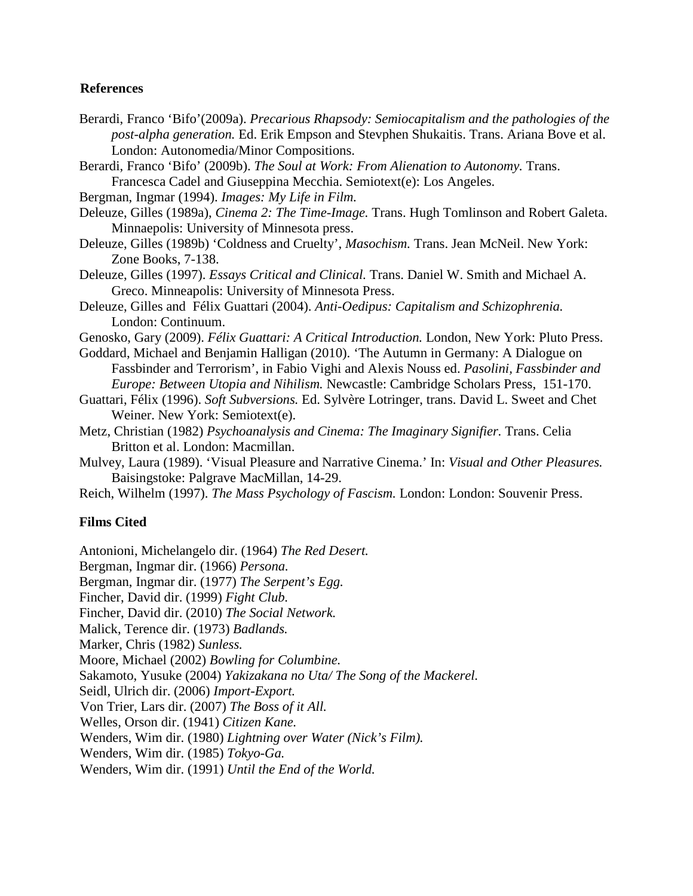## References

Berardi, Franco 'Bifo'(2009a). *Precarious Rhapsody: Semiocapitalism and the pathologies of the post-alpha generation.* Ed. Erik Empson and Stevphen Shukaitis. Trans. Ariana Bove et al. London: Autonomedia/Minor Compositions.

Berardi, Franco 'Bifo' (2009b). *The Soul at Work: From Alienation to Autonomy.* Trans. Francesca Cadel and Giuseppina Mecchia. Semiotext(e): Los Angeles.

Bergman, Ingmar (1994). *Images: My Life in Film.*

Deleuze, Gilles (1989a), *Cinema 2: The Time-Image.* Trans. Hugh Tomlinson and Robert Galeta. Minnaepolis: University of Minnesota press.

Deleuze, Gilles (1989b) 'Coldness and Cruelty', *Masochism.* Trans. Jean McNeil. New York: Zone Books, 7-138.

Deleuze, Gilles (1997). *Essays Critical and Clinical.* Trans. Daniel W. Smith and Michael A. Greco. Minneapolis: University of Minnesota Press.

Deleuze, Gilles and Félix Guattari (2004). *Anti-Oedipus: Capitalism and Schizophrenia.* London: Continuum.

Genosko, Gary (2009). *Félix Guattari: A Critical Introduction.* London, New York: Pluto Press.

Goddard, Michael and Benjamin Halligan (2010). 'The Autumn in Germany: A Dialogue on Fassbinder and Terrorism', in Fabio Vighi and Alexis Nouss ed. *Pasolini, Fassbinder and Europe: Between Utopia and Nihilism.* Newcastle: Cambridge Scholars Press, 151-170.

Guattari, Félix (1996). *Soft Subversions.* Ed. Sylvère Lotringer, trans. David L. Sweet and Chet Weiner. New York: Semiotext(e).

Metz, Christian (1982) *Psychoanalysis and Cinema: The Imaginary Signifier.* Trans. Celia Britton et al. London: Macmillan.

Mulvey, Laura (1989). 'Visual Pleasure and Narrative Cinema.' In: *Visual and Other Pleasures.* Baisingstoke: Palgrave MacMillan, 14-29.

Reich, Wilhelm (1997). *The Mass Psychology of Fascism.* London: London: Souvenir Press.

## Films Cited

Antonioni, Michelangelo dir. (1964) *The Red Desert.*

Bergman, Ingmar dir. (1966) *Persona.*

Bergman, Ingmar dir. (1977) *The Serpent's Egg.*

Fincher, David dir. (1999) *Fight Club.*

Fincher, David dir. (2010) *The Social Network.*

Malick, Terence dir. (1973) *Badlands.*

Marker, Chris (1982) *Sunless.*

Moore, Michael (2002) *Bowling for Columbine.*

Sakamoto, Yusuke (2004) *Yakizakana no Uta/ The Song of the Mackerel.*

Seidl, Ulrich dir. (2006) *Import-Export.*

Von Trier, Lars dir. (2007) *The Boss of it All.*

Welles, Orson dir. (1941) *Citizen Kane.*

Wenders, Wim dir. (1980) *Lightning over Water (Nick's Film).*

Wenders, Wim dir. (1985) *Tokyo-Ga.*

Wenders, Wim dir. (1991) *Until the End of the World.*